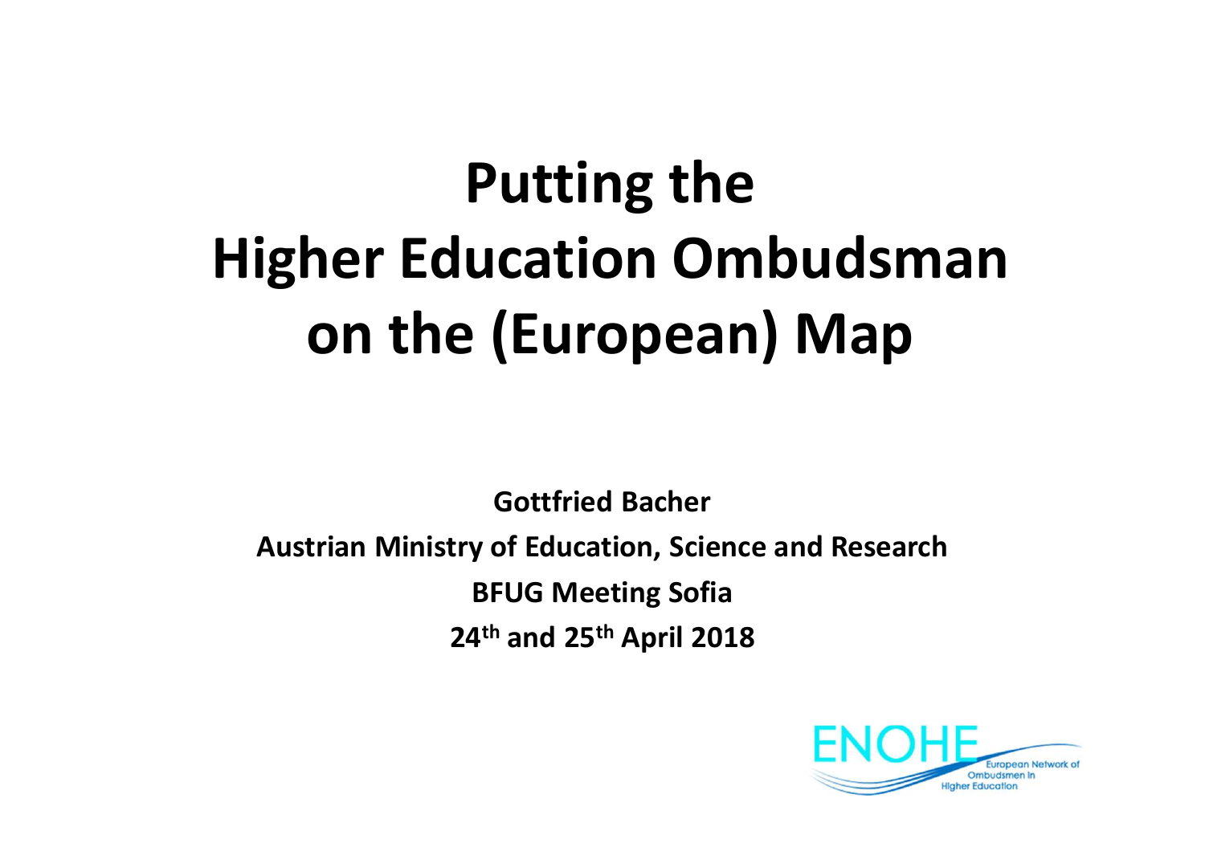# Putting the Higher Education Ombudsman on the (European) Map

**Gottfried Bacher**

**Austrian Ministry of Education, Science and Research**

**BFUG Meeting Sofia**

**24th and 25th April 2018**

ENOHE European Network of Ombudsmen in Higher Education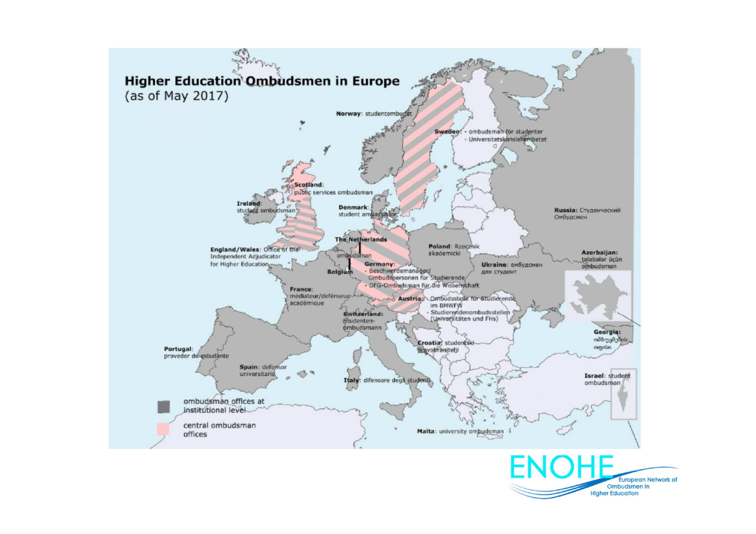# Higher Education Ombudsmen in Europe

(as of May 2017)

**Norway**: studentombudet

**Sweden**: - ombudsman för studenter
- Universitetskanslersämbetet

**Scotland**: public services ombudsman

**Ireland**: student ombudsman

**Denmark**: student ambassador

**Russia**: Студенческий Омбудсмен

**The Netherlands** ombudsman

**Poland**: Rzecznik akademicki

**England/Wales**: Office of the Independent Adjudicator for Higher Education

**Germany**:
- Beschwerdemanager/ Ombudspersonen für Studierende
- DFG-Ombudsman für die Wissenschaft

**Belgium**

**Ukraine**: омбудсмен для студент

**Azerbaijan**: tələbələr üçün ombudsman

**France**: médiateur/défenseur académique

**Austria**: - Ombudsstelle für Studierende im BMWFW
- Studierendenombudsstellen (Universitäten und FHs)

**Switzerland**: Studenten-ombudsmann

**Georgia**: ომბუდსმენის ოფისი

**Croatia**: studentski pravobranitelji

**Portugal**: provedor do estudante

**Spain**: defensor universitario

**Italy**: difensore degli studenti

**Israel**: student ombudsman

**Malta**: university ombudsman

ombudsman offices at institutional level

central ombudsman offices

ENOHE European Network of Ombudsmen in Higher Education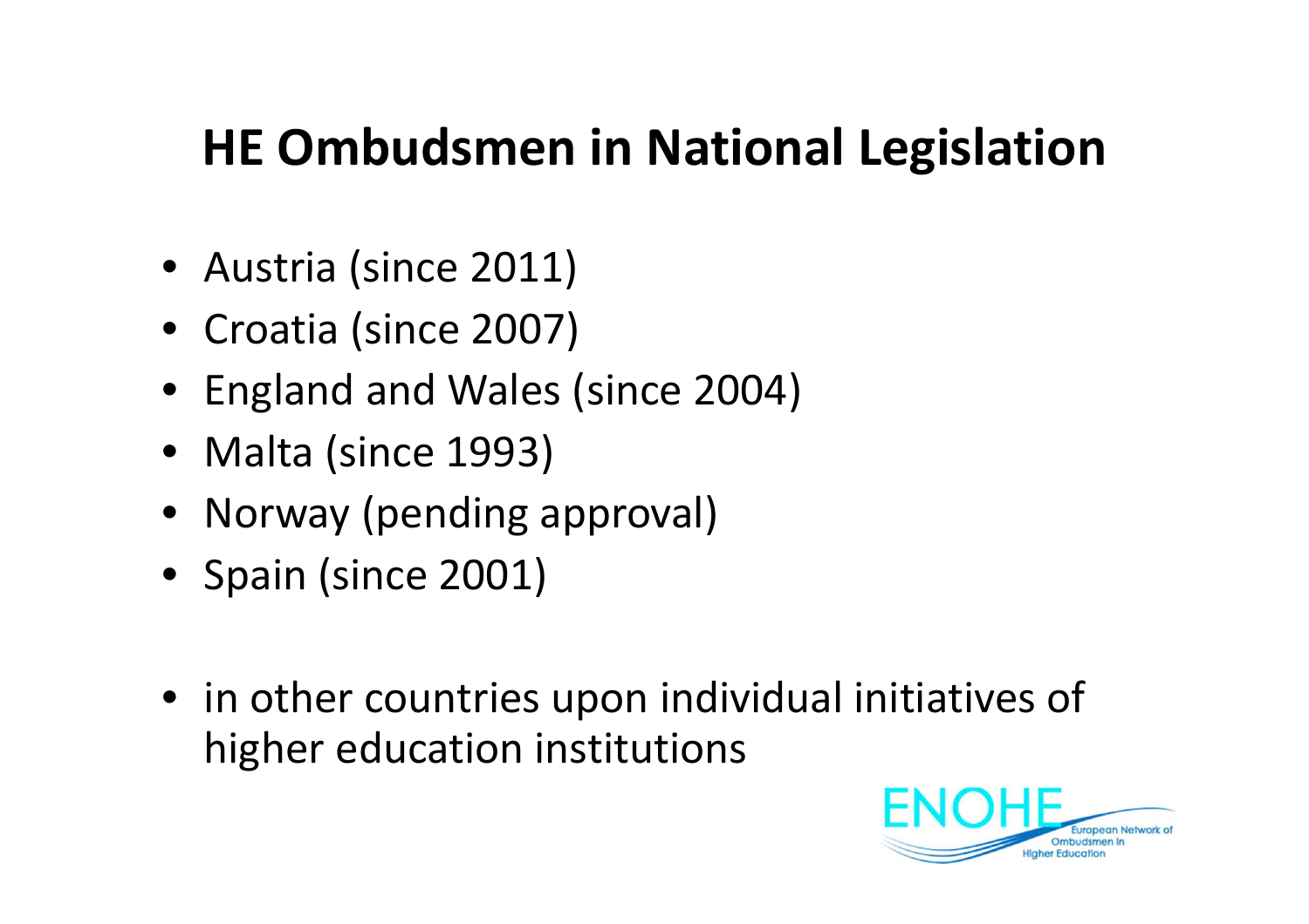# HE Ombudsmen in National Legislation

- Austria (since 2011)
- Croatia (since 2007)
- England and Wales (since 2004)
- Malta (since 1993)
- Norway (pending approval)
- Spain (since 2001)

- in other countries upon individual initiatives of higher education institutions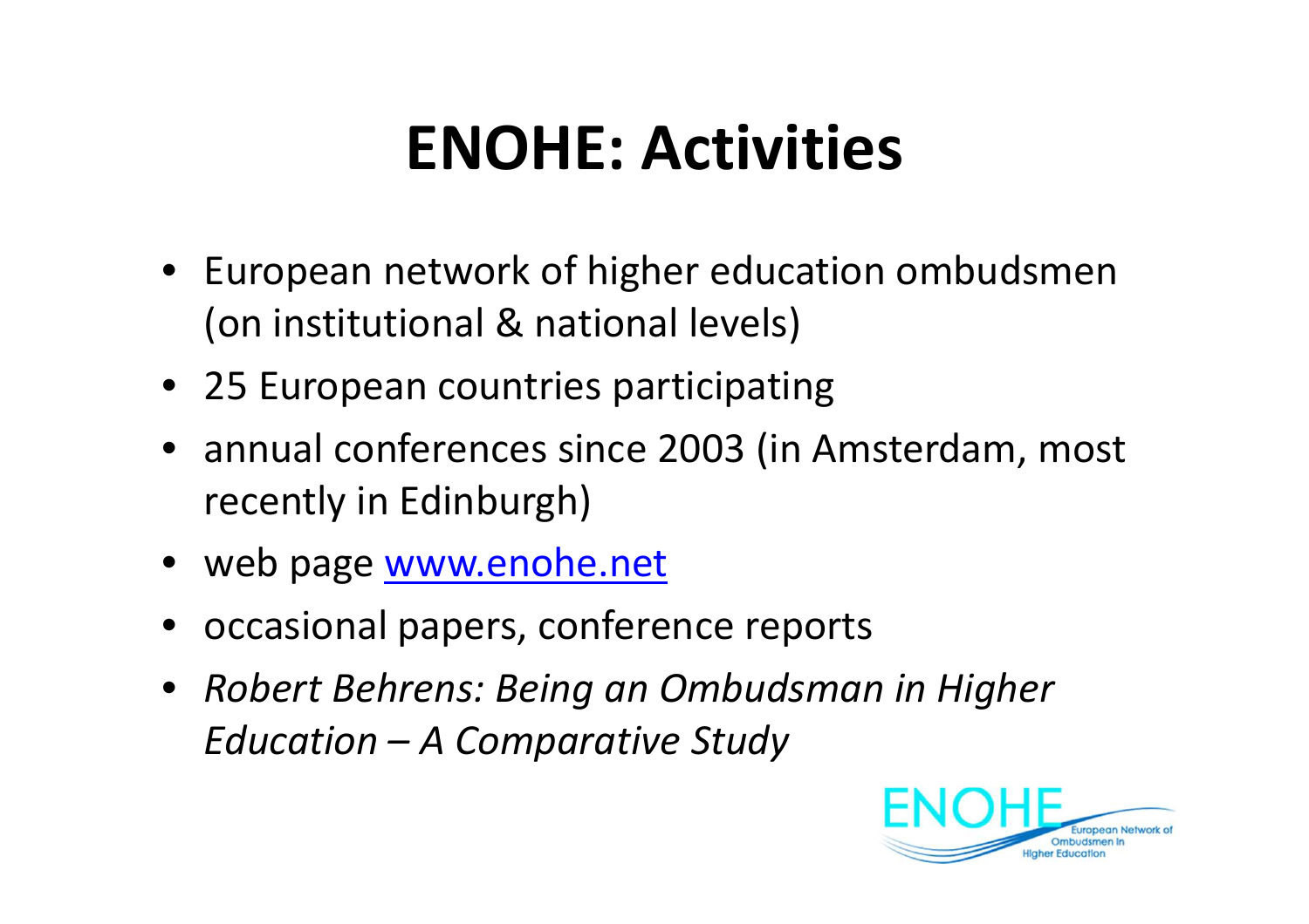# ENOHE: Activities

- European network of higher education ombudsmen (on institutional & national levels)
- 25 European countries participating
- annual conferences since 2003 (in Amsterdam, most recently in Edinburgh)
- web page [www.enohe.net](http://www.enohe.net)
- occasional papers, conference reports
- *Robert Behrens: Being an Ombudsman in Higher Education – A Comparative Study*

ENOHE European Network of Ombudsmen in Higher Education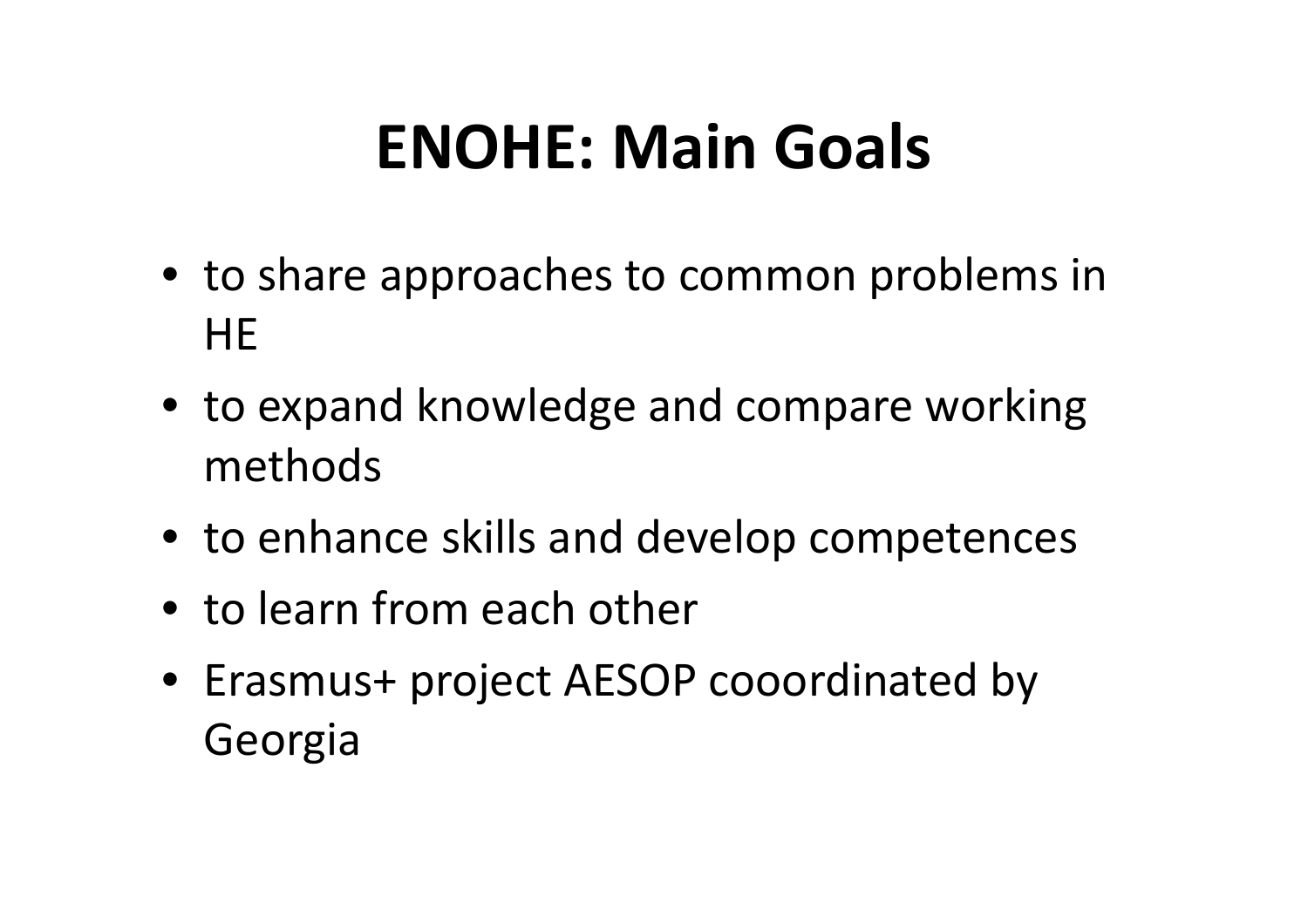# ENOHE: Main Goals

- to share approaches to common problems in HE
- to expand knowledge and compare working methods
- to enhance skills and develop competences
- to learn from each other
- Erasmus+ project AESOP cooordinated by Georgia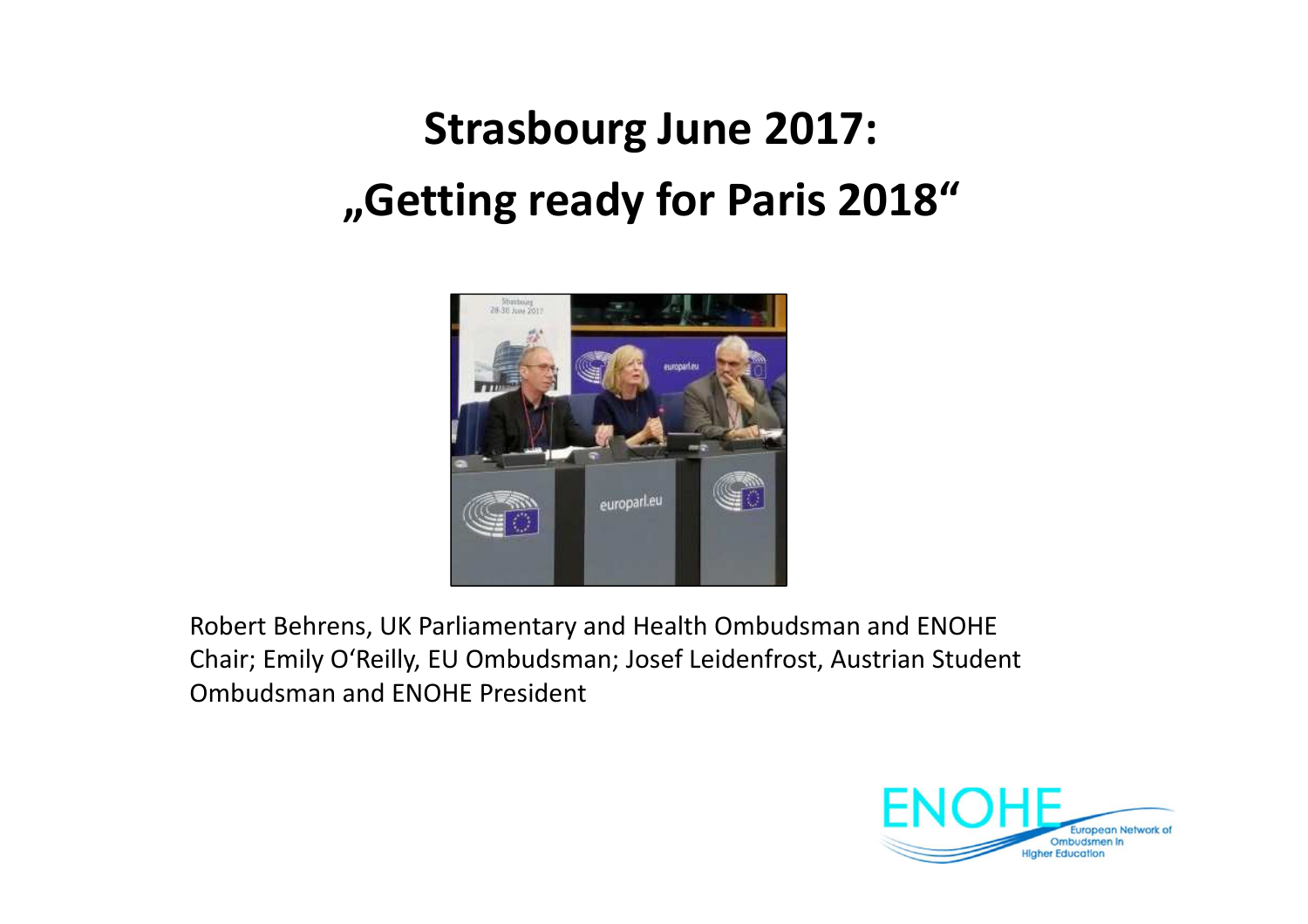# Strasbourg June 2017:
# „Getting ready for Paris 2018"

Robert Behrens, UK Parliamentary and Health Ombudsman and ENOHE Chair; Emily O'Reilly, EU Ombudsman; Josef Leidenfrost, Austrian Student Ombudsman and ENOHE President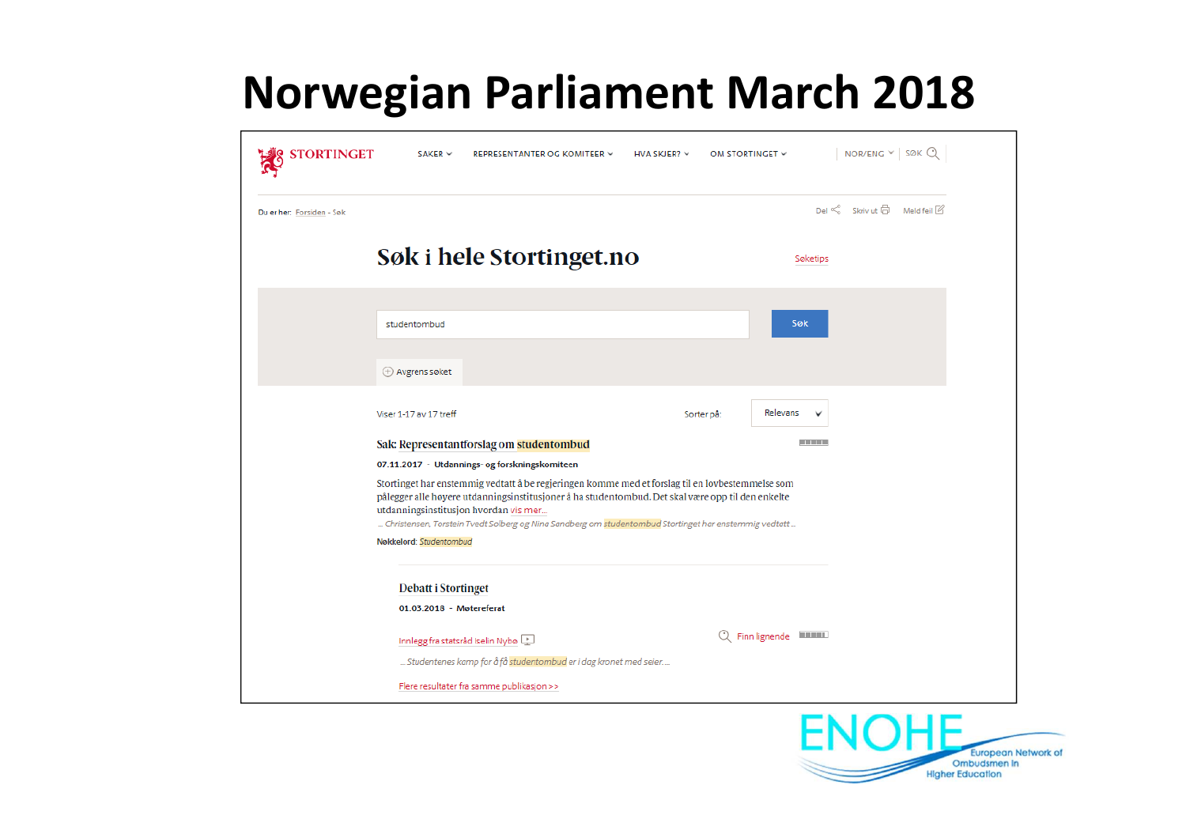# Norwegian Parliament March 2018

STORTINGET

SAKER | REPRESENTANTER OG KOMITEER | HVA SKJER? | OM STORTINGET | NOR/ENG | SØK

Du er her: Forsiden - Søk

Del | Skriv ut | Meld feil

## Søk i hele Stortinget.no

Søketips

studentombud

Søk

Avgrens søket

Viser 1-17 av 17 treff

Sorter på: Relevans

### Sak: Representantforslag om studentombud

**07.11.2017** - **Utdannings- og forskningskomiteen**

Stortinget har enstemmig vedtatt å be regjeringen komme med et forslag til en lovbestemmelse som pålegger alle høyere utdanningsinstitusjoner å ha studentombud. Det skal være opp til den enkelte utdanningsinstitusjon hvordan vis mer...

*... Christensen, Torstein Tvedt Solberg og Nina Sandberg om studentombud Stortinget har enstemmig vedtatt ...*

**Nøkkelord:** *Studentombud*

### Debatt i Stortinget

**01.03.2018** - **Møtereferat**

Innlegg fra statsråd Iselin Nybø

Finn lignende

*... Studentenes kamp for å få studentombud er i dag kronet med seier. ...*

Flere resultater fra samme publikasjon >>

ENOHE European Network of Ombudsmen in Higher Education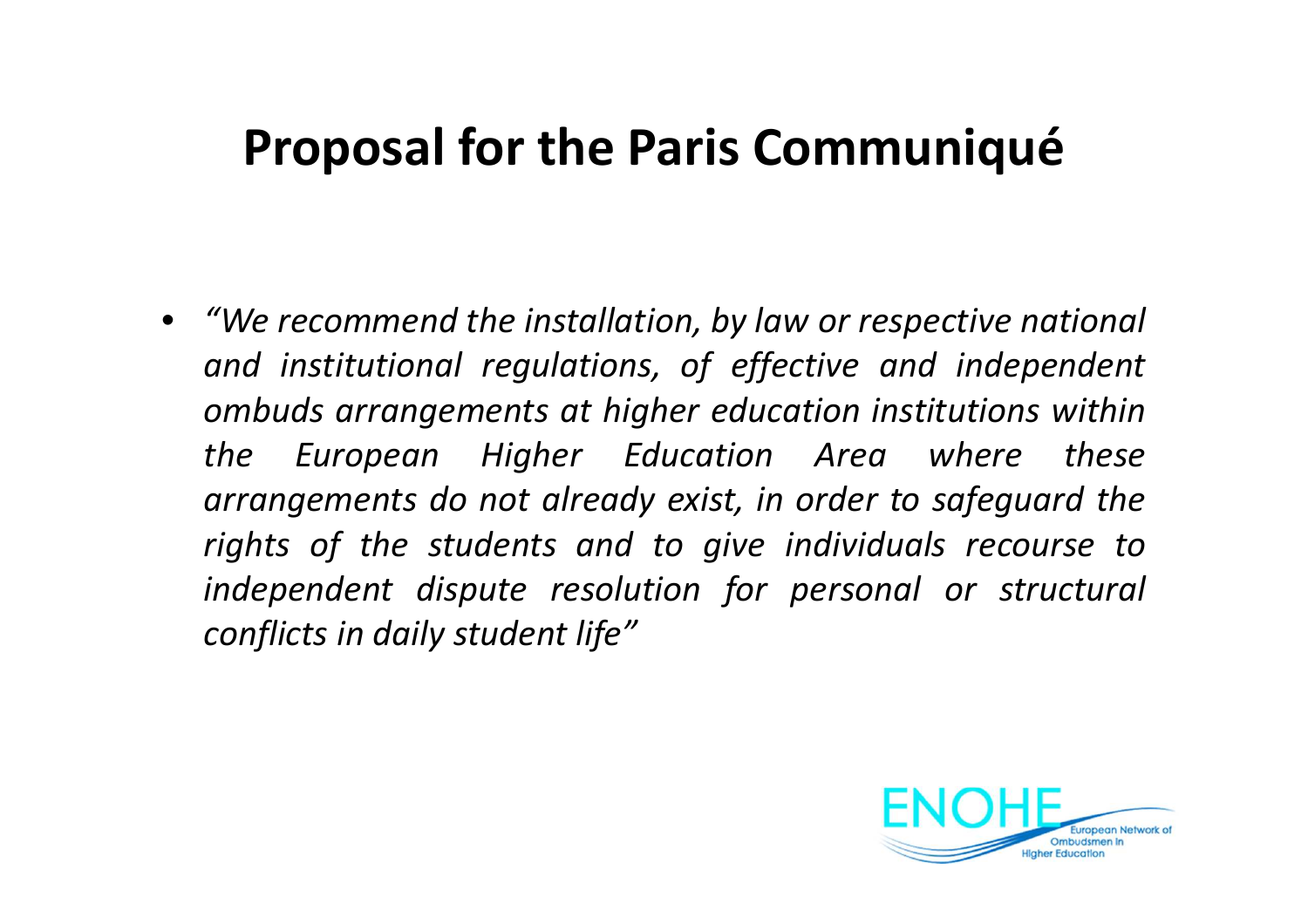# Proposal for the Paris Communiqué

- *"We recommend the installation, by law or respective national and institutional regulations, of effective and independent ombuds arrangements at higher education institutions within the European Higher Education Area where these arrangements do not already exist, in order to safeguard the rights of the students and to give individuals recourse to independent dispute resolution for personal or structural conflicts in daily student life"*

ENOHE European Network of Ombudsmen in Higher Education